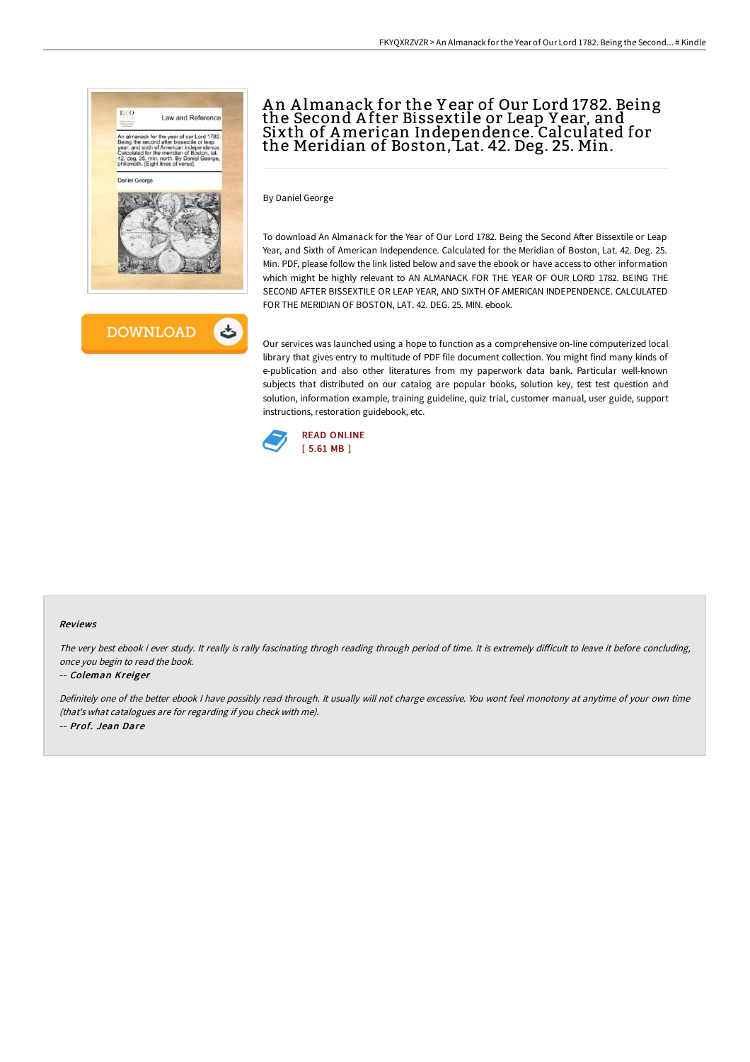# An Almanack for the Year of Our Lord 1782. Being the Second After Bissextile or Leap Year, and Sixth of American Independence. Calculated for the Meridian of Boston, Lat. 42. Deg. 25. Min.

By Daniel George

To download An Almanack for the Year of Our Lord 1782. Being the Second After Bissextile or Leap Year, and Sixth of American Independence. Calculated for the Meridian of Boston, Lat. 42. Deg. 25. Min. PDF, please follow the link listed below and save the ebook or have access to other information which might be highly relevant to AN ALMANACK FOR THE YEAR OF OUR LORD 1782. BEING THE SECOND AFTER BISSEXTILE OR LEAP YEAR, AND SIXTH OF AMERICAN INDEPENDENCE. CALCULATED FOR THE MERIDIAN OF BOSTON, LAT. 42. DEG. 25. MIN. ebook.

Our services was launched using a hope to function as a comprehensive on-line computerized local library that gives entry to multitude of PDF file document collection. You might find many kinds of e-publication and also other literatures from my paperwork data bank. Particular well-known subjects that distributed on our catalog are popular books, solution key, test test question and solution, information example, training guideline, quiz trial, customer manual, user guide, support instructions, restoration guidebook, etc.

READ ONLINE
[ 5.61 MB ]

## Reviews

*The very best ebook i ever study. It really is rally fascinating throgh reading through period of time. It is extremely difficult to leave it before concluding, once you begin to read the book.*

-- *Coleman Kreiger*

*Definitely one of the better ebook I have possibly read through. It usually will not charge excessive. You wont feel monotony at anytime of your own time (that's what catalogues are for regarding if you check with me).*

-- *Prof. Jean Dare*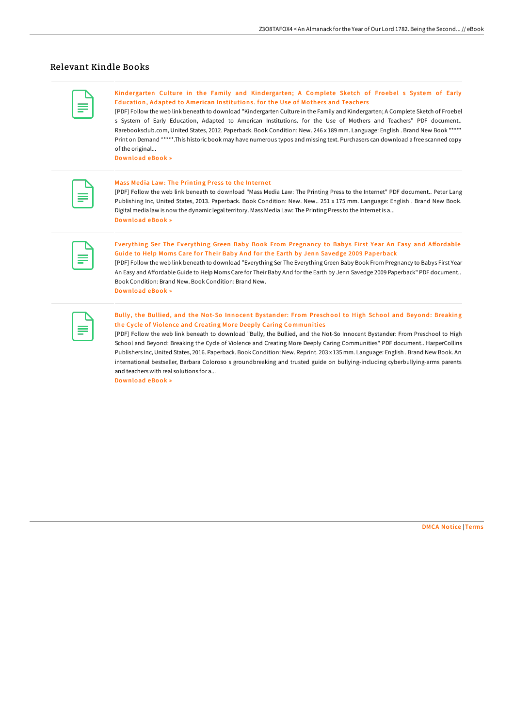## Relevant Kindle Books

### Kindergarten Culture in the Family and Kindergarten; A Complete Sketch of Froebel s System of Early Education, Adapted to American Institutions. for the Use of Mothers and Teachers

[PDF] Follow the web link beneath to download "Kindergarten Culture in the Family and Kindergarten; A Complete Sketch of Froebel s System of Early Education, Adapted to American Institutions. for the Use of Mothers and Teachers" PDF document.. Rarebooksclub.com, United States, 2012. Paperback. Book Condition: New. 246 x 189 mm. Language: English . Brand New Book ***** Print on Demand *****.This historic book may have numerous typos and missing text. Purchasers can download a free scanned copy of the original...

Download eBook »

### Mass Media Law: The Printing Press to the Internet

[PDF] Follow the web link beneath to download "Mass Media Law: The Printing Press to the Internet" PDF document.. Peter Lang Publishing Inc, United States, 2013. Paperback. Book Condition: New. New.. 251 x 175 mm. Language: English . Brand New Book. Digital media law is now the dynamic legal territory. Mass Media Law: The Printing Press to the Internet is a...

Download eBook »

### Everything Ser The Everything Green Baby Book From Pregnancy to Babys First Year An Easy and Affordable Guide to Help Moms Care for Their Baby And for the Earth by Jenn Savedge 2009 Paperback

[PDF] Follow the web link beneath to download "Everything Ser The Everything Green Baby Book From Pregnancy to Babys First Year An Easy and Affordable Guide to Help Moms Care for Their Baby And for the Earth by Jenn Savedge 2009 Paperback" PDF document.. Book Condition: Brand New. Book Condition: Brand New.

Download eBook »

### Bully, the Bullied, and the Not-So Innocent Bystander: From Preschool to High School and Beyond: Breaking the Cycle of Violence and Creating More Deeply Caring Communities

[PDF] Follow the web link beneath to download "Bully, the Bullied, and the Not-So Innocent Bystander: From Preschool to High School and Beyond: Breaking the Cycle of Violence and Creating More Deeply Caring Communities" PDF document.. HarperCollins Publishers Inc, United States, 2016. Paperback. Book Condition: New. Reprint. 203 x 135 mm. Language: English . Brand New Book. An international bestseller, Barbara Coloroso s groundbreaking and trusted guide on bullying-including cyberbullying-arms parents and teachers with real solutions for a...

Download eBook »